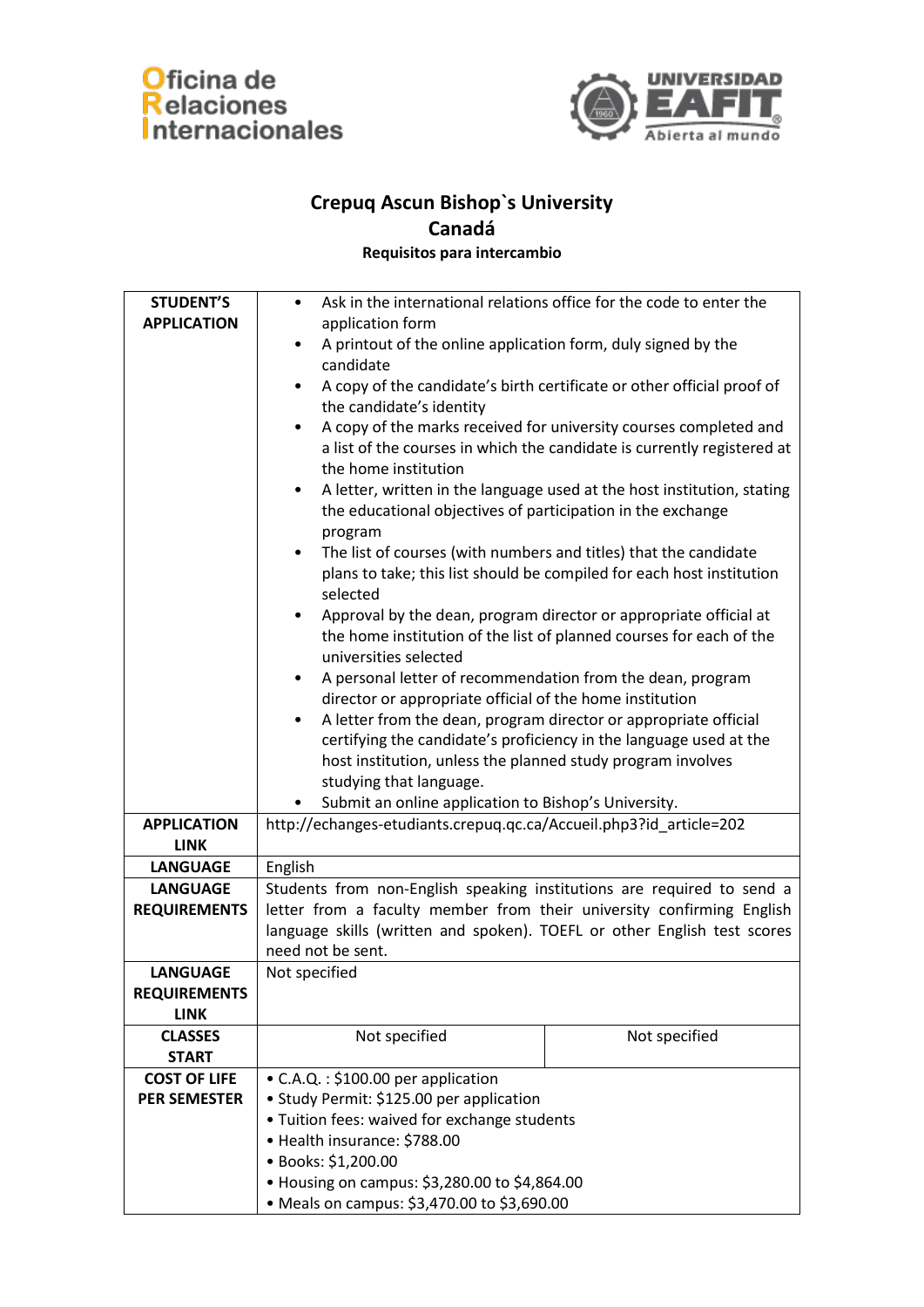Oficina de Relaciones Internacionales

UNIVERSIDAD EAFIT Abierta al mundo

# Crepuq Ascun Bishop`s University
## Canadá
### Requisitos para intercambio

| | | |
|---|---|---|
| **STUDENT'S APPLICATION** | • Ask in the international relations office for the code to enter the application form<br>• A printout of the online application form, duly signed by the candidate<br>• A copy of the candidate's birth certificate or other official proof of the candidate's identity<br>• A copy of the marks received for university courses completed and a list of the courses in which the candidate is currently registered at the home institution<br>• A letter, written in the language used at the host institution, stating the educational objectives of participation in the exchange program<br>• The list of courses (with numbers and titles) that the candidate plans to take; this list should be compiled for each host institution selected<br>• Approval by the dean, program director or appropriate official at the home institution of the list of planned courses for each of the universities selected<br>• A personal letter of recommendation from the dean, program director or appropriate official of the home institution<br>• A letter from the dean, program director or appropriate official certifying the candidate's proficiency in the language used at the host institution, unless the planned study program involves studying that language.<br>• Submit an online application to Bishop's University. | |
| **APPLICATION LINK** | http://echanges-etudiants.crepuq.qc.ca/Accueil.php3?id_article=202 | |
| **LANGUAGE** | English | |
| **LANGUAGE REQUIREMENTS** | Students from non-English speaking institutions are required to send a letter from a faculty member from their university confirming English language skills (written and spoken). TOEFL or other English test scores need not be sent. | |
| **LANGUAGE REQUIREMENTS LINK** | Not specified | |
| **CLASSES START** | Not specified | Not specified |
| **COST OF LIFE PER SEMESTER** | • C.A.Q. : $100.00 per application<br>• Study Permit: $125.00 per application<br>• Tuition fees: waived for exchange students<br>• Health insurance: $788.00<br>• Books: $1,200.00<br>• Housing on campus: $3,280.00 to $4,864.00<br>• Meals on campus: $3,470.00 to $3,690.00 | |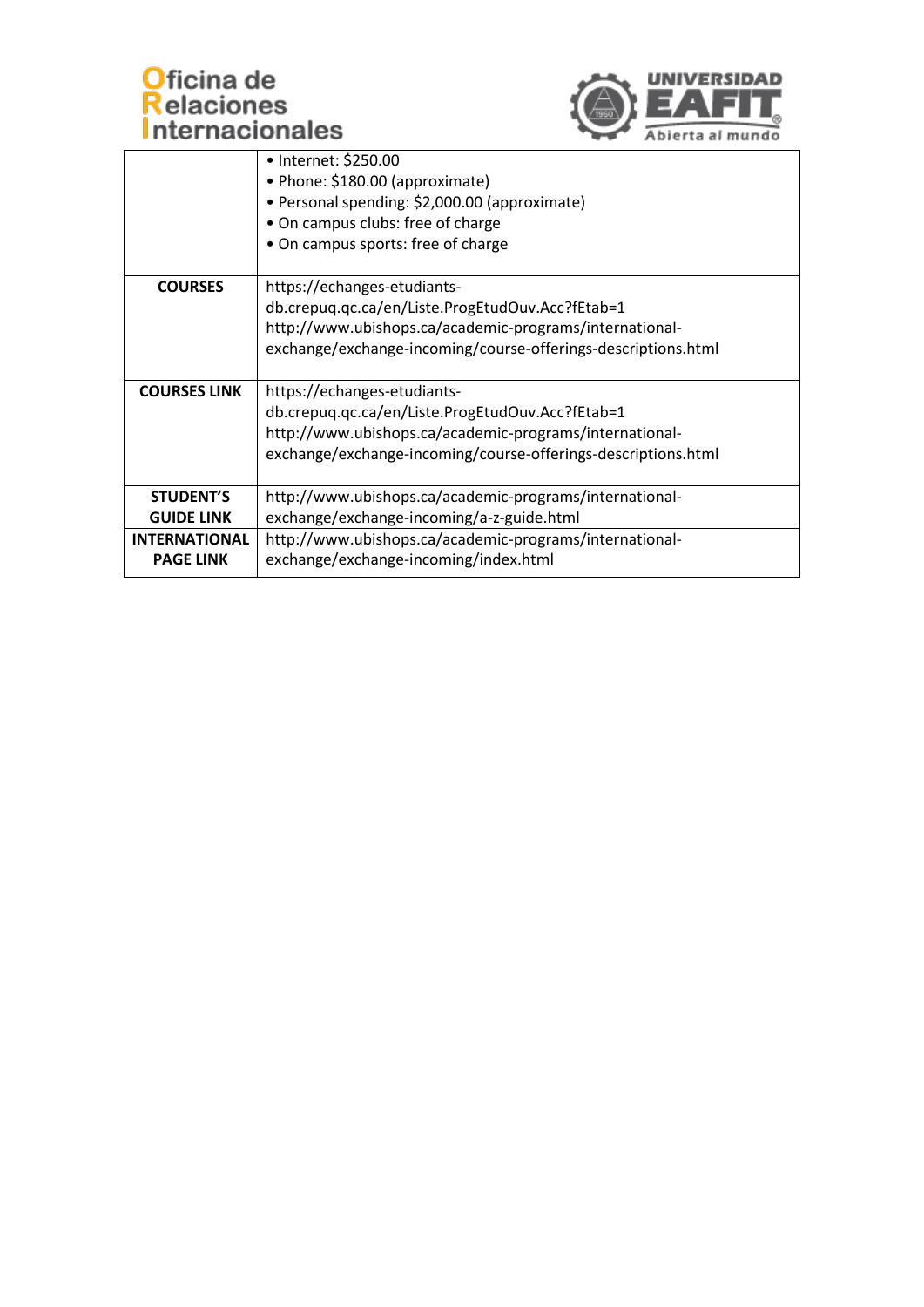| | |
|---|---|
| | • Internet: $250.00<br>• Phone: $180.00 (approximate)<br>• Personal spending: $2,000.00 (approximate)<br>• On campus clubs: free of charge<br>• On campus sports: free of charge |
| **COURSES** | https://echanges-etudiants-db.crepuq.qc.ca/en/Liste.ProgEtudOuv.Acc?fEtab=1<br>http://www.ubishops.ca/academic-programs/international-exchange/exchange-incoming/course-offerings-descriptions.html |
| **COURSES LINK** | https://echanges-etudiants-db.crepuq.qc.ca/en/Liste.ProgEtudOuv.Acc?fEtab=1<br>http://www.ubishops.ca/academic-programs/international-exchange/exchange-incoming/course-offerings-descriptions.html |
| **STUDENT'S GUIDE LINK** | http://www.ubishops.ca/academic-programs/international-exchange/exchange-incoming/a-z-guide.html |
| **INTERNATIONAL PAGE LINK** | http://www.ubishops.ca/academic-programs/international-exchange/exchange-incoming/index.html |